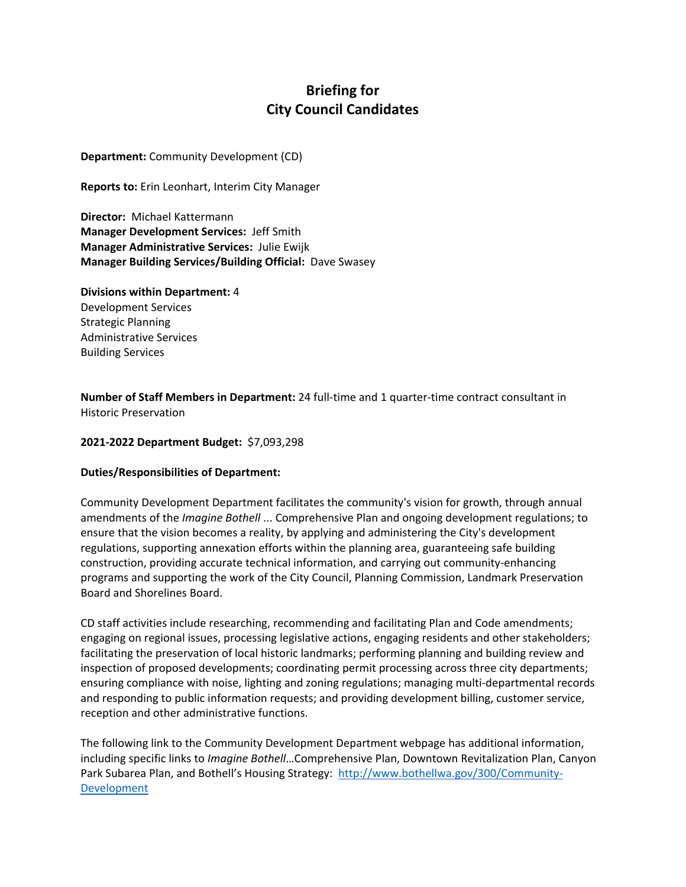# Briefing for City Council Candidates

**Department:** Community Development (CD)

**Reports to:** Erin Leonhart, Interim City Manager

**Director:** Michael Kattermann
**Manager Development Services:** Jeff Smith
**Manager Administrative Services:** Julie Ewijk
**Manager Building Services/Building Official:** Dave Swasey

**Divisions within Department:** 4
Development Services
Strategic Planning
Administrative Services
Building Services

**Number of Staff Members in Department:** 24 full-time and 1 quarter-time contract consultant in Historic Preservation

**2021-2022 Department Budget:** $7,093,298

**Duties/Responsibilities of Department:**

Community Development Department facilitates the community's vision for growth, through annual amendments of the *Imagine Bothell* ... Comprehensive Plan and ongoing development regulations; to ensure that the vision becomes a reality, by applying and administering the City's development regulations, supporting annexation efforts within the planning area, guaranteeing safe building construction, providing accurate technical information, and carrying out community-enhancing programs and supporting the work of the City Council, Planning Commission, Landmark Preservation Board and Shorelines Board.

CD staff activities include researching, recommending and facilitating Plan and Code amendments; engaging on regional issues, processing legislative actions, engaging residents and other stakeholders; facilitating the preservation of local historic landmarks; performing planning and building review and inspection of proposed developments; coordinating permit processing across three city departments; ensuring compliance with noise, lighting and zoning regulations; managing multi-departmental records and responding to public information requests; and providing development billing, customer service, reception and other administrative functions.

The following link to the Community Development Department webpage has additional information, including specific links to *Imagine Bothell*…Comprehensive Plan, Downtown Revitalization Plan, Canyon Park Subarea Plan, and Bothell's Housing Strategy: [http://www.bothellwa.gov/300/Community-Development](http://www.bothellwa.gov/300/Community-Development)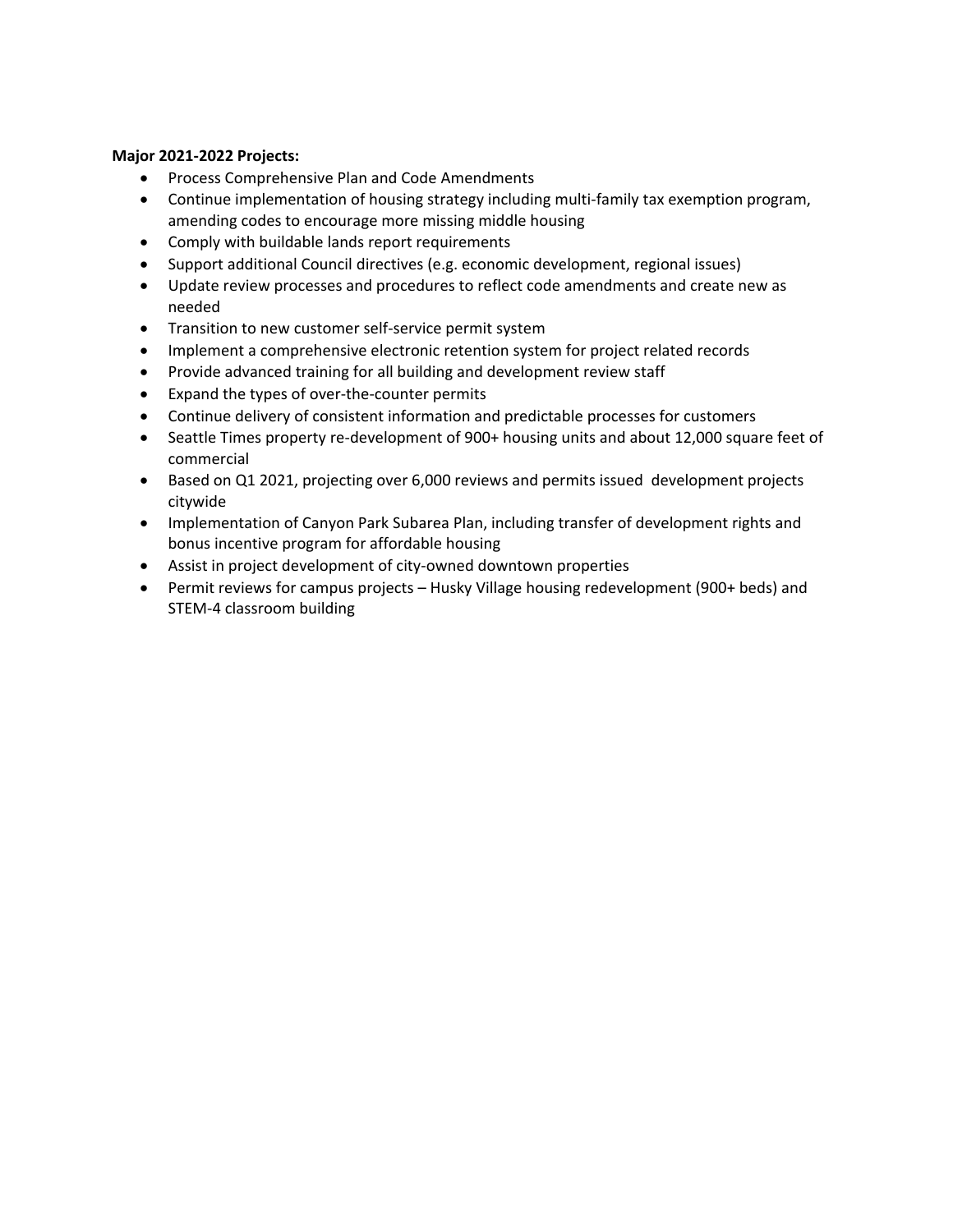**Major 2021-2022 Projects:**

- Process Comprehensive Plan and Code Amendments
- Continue implementation of housing strategy including multi-family tax exemption program, amending codes to encourage more missing middle housing
- Comply with buildable lands report requirements
- Support additional Council directives (e.g. economic development, regional issues)
- Update review processes and procedures to reflect code amendments and create new as needed
- Transition to new customer self-service permit system
- Implement a comprehensive electronic retention system for project related records
- Provide advanced training for all building and development review staff
- Expand the types of over-the-counter permits
- Continue delivery of consistent information and predictable processes for customers
- Seattle Times property re-development of 900+ housing units and about 12,000 square feet of commercial
- Based on Q1 2021, projecting over 6,000 reviews and permits issued development projects citywide
- Implementation of Canyon Park Subarea Plan, including transfer of development rights and bonus incentive program for affordable housing
- Assist in project development of city-owned downtown properties
- Permit reviews for campus projects – Husky Village housing redevelopment (900+ beds) and STEM-4 classroom building